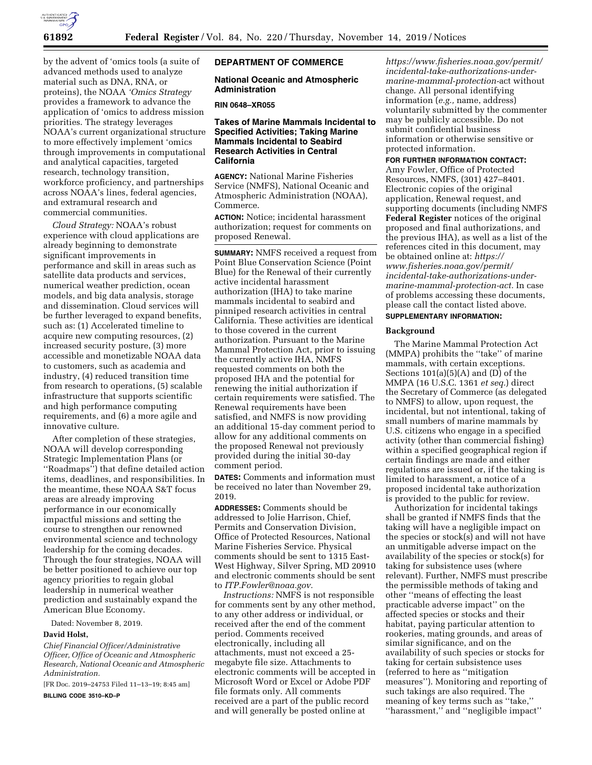by the advent of 'omics tools (a suite of advanced methods used to analyze material such as DNA, RNA, or proteins), the NOAA *'Omics Strategy* provides a framework to advance the application of 'omics to address mission priorities. The strategy leverages NOAA's current organizational structure to more effectively implement 'omics through improvements in computational and analytical capacities, targeted research, technology transition, workforce proficiency, and partnerships across NOAA's lines, federal agencies, and extramural research and commercial communities.

*Cloud Strategy:* NOAA's robust experience with cloud applications are already beginning to demonstrate significant improvements in performance and skill in areas such as satellite data products and services, numerical weather prediction, ocean models, and big data analysis, storage and dissemination. Cloud services will be further leveraged to expand benefits, such as: (1) Accelerated timeline to acquire new computing resources, (2) increased security posture, (3) more accessible and monetizable NOAA data to customers, such as academia and industry, (4) reduced transition time from research to operations, (5) scalable infrastructure that supports scientific and high performance computing requirements, and (6) a more agile and innovative culture.

After completion of these strategies, NOAA will develop corresponding Strategic Implementation Plans (or ''Roadmaps'') that define detailed action items, deadlines, and responsibilities. In the meantime, these NOAA S&T focus areas are already improving performance in our economically impactful missions and setting the course to strengthen our renowned environmental science and technology leadership for the coming decades. Through the four strategies, NOAA will be better positioned to achieve our top agency priorities to regain global leadership in numerical weather prediction and sustainably expand the American Blue Economy.

Dated: November 8, 2019.

**David Holst,**

*Chief Financial Officer/Administrative Officer, Office of Oceanic and Atmospheric Research, National Oceanic and Atmospheric Administration.*

[FR Doc. 2019–24753 Filed 11–13–19; 8:45 am]

**BILLING CODE 3510–KD–P**

## DEPARTMENT OF COMMERCE

### National Oceanic and Atmospheric Administration

**RIN 0648–XR055**

### Takes of Marine Mammals Incidental to Specified Activities; Taking Marine Mammals Incidental to Seabird Research Activities in Central California

**AGENCY:** National Marine Fisheries Service (NMFS), National Oceanic and Atmospheric Administration (NOAA), Commerce.

**ACTION:** Notice; incidental harassment authorization; request for comments on proposed Renewal.

**SUMMARY:** NMFS received a request from Point Blue Conservation Science (Point Blue) for the Renewal of their currently active incidental harassment authorization (IHA) to take marine mammals incidental to seabird and pinniped research activities in central California. These activities are identical to those covered in the current authorization. Pursuant to the Marine Mammal Protection Act, prior to issuing the currently active IHA, NMFS requested comments on both the proposed IHA and the potential for renewing the initial authorization if certain requirements were satisfied. The Renewal requirements have been satisfied, and NMFS is now providing an additional 15-day comment period to allow for any additional comments on the proposed Renewal not previously provided during the initial 30-day comment period.

**DATES:** Comments and information must be received no later than November 29, 2019.

**ADDRESSES:** Comments should be addressed to Jolie Harrison, Chief, Permits and Conservation Division, Office of Protected Resources, National Marine Fisheries Service. Physical comments should be sent to 1315 East-West Highway, Silver Spring, MD 20910 and electronic comments should be sent to *ITP.Fowler@noaa.gov.*

*Instructions:* NMFS is not responsible for comments sent by any other method, to any other address or individual, or received after the end of the comment period. Comments received electronically, including all attachments, must not exceed a 25-megabyte file size. Attachments to electronic comments will be accepted in Microsoft Word or Excel or Adobe PDF file formats only. All comments received are a part of the public record and will generally be posted online at *https://www.fisheries.noaa.gov/permit/incidental-take-authorizations-under-marine-mammal-protection-act* without change. All personal identifying information (*e.g.,* name, address) voluntarily submitted by the commenter may be publicly accessible. Do not submit confidential business information or otherwise sensitive or protected information.

**FOR FURTHER INFORMATION CONTACT:** Amy Fowler, Office of Protected Resources, NMFS, (301) 427–8401. Electronic copies of the original application, Renewal request, and supporting documents (including NMFS **Federal Register** notices of the original proposed and final authorizations, and the previous IHA), as well as a list of the references cited in this document, may be obtained online at: *https://www.fisheries.noaa.gov/permit/incidental-take-authorizations-under-marine-mammal-protection-act.* In case of problems accessing these documents, please call the contact listed above.

**SUPPLEMENTARY INFORMATION:**

### Background

The Marine Mammal Protection Act (MMPA) prohibits the ''take'' of marine mammals, with certain exceptions. Sections 101(a)(5)(A) and (D) of the MMPA (16 U.S.C. 1361 *et seq.*) direct the Secretary of Commerce (as delegated to NMFS) to allow, upon request, the incidental, but not intentional, taking of small numbers of marine mammals by U.S. citizens who engage in a specified activity (other than commercial fishing) within a specified geographical region if certain findings are made and either regulations are issued or, if the taking is limited to harassment, a notice of a proposed incidental take authorization is provided to the public for review.

Authorization for incidental takings shall be granted if NMFS finds that the taking will have a negligible impact on the species or stock(s) and will not have an unmitigable adverse impact on the availability of the species or stock(s) for taking for subsistence uses (where relevant). Further, NMFS must prescribe the permissible methods of taking and other ''means of effecting the least practicable adverse impact'' on the affected species or stocks and their habitat, paying particular attention to rookeries, mating grounds, and areas of similar significance, and on the availability of such species or stocks for taking for certain subsistence uses (referred to here as ''mitigation measures''). Monitoring and reporting of such takings are also required. The meaning of key terms such as ''take,'' ''harassment,'' and ''negligible impact''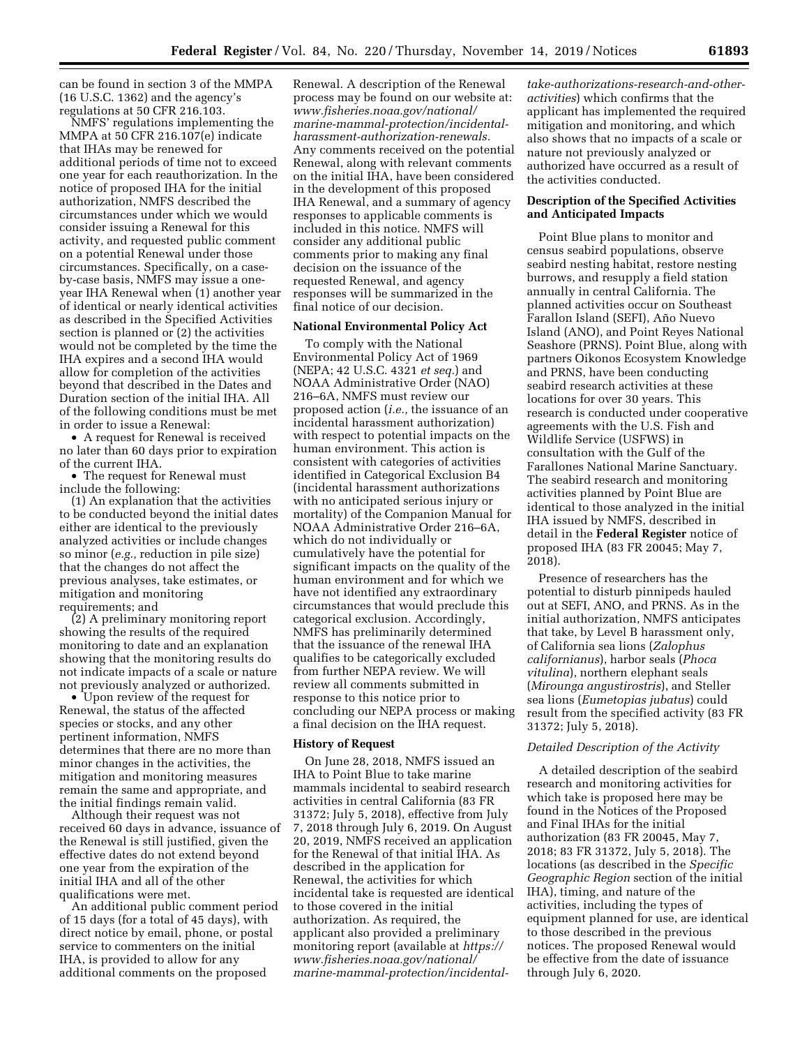can be found in section 3 of the MMPA (16 U.S.C. 1362) and the agency's regulations at 50 CFR 216.103.

NMFS' regulations implementing the MMPA at 50 CFR 216.107(e) indicate that IHAs may be renewed for additional periods of time not to exceed one year for each reauthorization. In the notice of proposed IHA for the initial authorization, NMFS described the circumstances under which we would consider issuing a Renewal for this activity, and requested public comment on a potential Renewal under those circumstances. Specifically, on a case-by-case basis, NMFS may issue a one-year IHA Renewal when (1) another year of identical or nearly identical activities as described in the Specified Activities section is planned or (2) the activities would not be completed by the time the IHA expires and a second IHA would allow for completion of the activities beyond that described in the Dates and Duration section of the initial IHA. All of the following conditions must be met in order to issue a Renewal:

• A request for Renewal is received no later than 60 days prior to expiration of the current IHA.

• The request for Renewal must include the following:

(1) An explanation that the activities to be conducted beyond the initial dates either are identical to the previously analyzed activities or include changes so minor (*e.g.,* reduction in pile size) that the changes do not affect the previous analyses, take estimates, or mitigation and monitoring requirements; and

(2) A preliminary monitoring report showing the results of the required monitoring to date and an explanation showing that the monitoring results do not indicate impacts of a scale or nature not previously analyzed or authorized.

• Upon review of the request for Renewal, the status of the affected species or stocks, and any other pertinent information, NMFS determines that there are no more than minor changes in the activities, the mitigation and monitoring measures remain the same and appropriate, and the initial findings remain valid.

Although their request was not received 60 days in advance, issuance of the Renewal is still justified, given the effective dates do not extend beyond one year from the expiration of the initial IHA and all of the other qualifications were met.

An additional public comment period of 15 days (for a total of 45 days), with direct notice by email, phone, or postal service to commenters on the initial IHA, is provided to allow for any additional comments on the proposed Renewal. A description of the Renewal process may be found on our website at: *www.fisheries.noaa.gov/national/marine-mammal-protection/incidental-harassment-authorization-renewals.* Any comments received on the potential Renewal, along with relevant comments on the initial IHA, have been considered in the development of this proposed IHA Renewal, and a summary of agency responses to applicable comments is included in this notice. NMFS will consider any additional public comments prior to making any final decision on the issuance of the requested Renewal, and agency responses will be summarized in the final notice of our decision.

**National Environmental Policy Act**

To comply with the National Environmental Policy Act of 1969 (NEPA; 42 U.S.C. 4321 *et seq.*) and NOAA Administrative Order (NAO) 216–6A, NMFS must review our proposed action (*i.e.,* the issuance of an incidental harassment authorization) with respect to potential impacts on the human environment. This action is consistent with categories of activities identified in Categorical Exclusion B4 (incidental harassment authorizations with no anticipated serious injury or mortality) of the Companion Manual for NOAA Administrative Order 216–6A, which do not individually or cumulatively have the potential for significant impacts on the quality of the human environment and for which we have not identified any extraordinary circumstances that would preclude this categorical exclusion. Accordingly, NMFS has preliminarily determined that the issuance of the renewal IHA qualifies to be categorically excluded from further NEPA review. We will review all comments submitted in response to this notice prior to concluding our NEPA process or making a final decision on the IHA request.

**History of Request**

On June 28, 2018, NMFS issued an IHA to Point Blue to take marine mammals incidental to seabird research activities in central California (83 FR 31372; July 5, 2018), effective from July 7, 2018 through July 6, 2019. On August 20, 2019, NMFS received an application for the Renewal of that initial IHA. As described in the application for Renewal, the activities for which incidental take is requested are identical to those covered in the initial authorization. As required, the applicant also provided a preliminary monitoring report (available at *https://www.fisheries.noaa.gov/national/marine-mammal-protection/incidental-take-authorizations-research-and-other-activities*) which confirms that the applicant has implemented the required mitigation and monitoring, and which also shows that no impacts of a scale or nature not previously analyzed or authorized have occurred as a result of the activities conducted.

**Description of the Specified Activities and Anticipated Impacts**

Point Blue plans to monitor and census seabird populations, observe seabird nesting habitat, restore nesting burrows, and resupply a field station annually in central California. The planned activities occur on Southeast Farallon Island (SEFI), Año Nuevo Island (ANO), and Point Reyes National Seashore (PRNS). Point Blue, along with partners Oikonos Ecosystem Knowledge and PRNS, have been conducting seabird research activities at these locations for over 30 years. This research is conducted under cooperative agreements with the U.S. Fish and Wildlife Service (USFWS) in consultation with the Gulf of the Farallones National Marine Sanctuary. The seabird research and monitoring activities planned by Point Blue are identical to those analyzed in the initial IHA issued by NMFS, described in detail in the **Federal Register** notice of proposed IHA (83 FR 20045; May 7, 2018).

Presence of researchers has the potential to disturb pinnipeds hauled out at SEFI, ANO, and PRNS. As in the initial authorization, NMFS anticipates that take, by Level B harassment only, of California sea lions (*Zalophus californianus*), harbor seals (*Phoca vitulina*), northern elephant seals (*Mirounga angustirostris*), and Steller sea lions (*Eumetopias jubatus*) could result from the specified activity (83 FR 31372; July 5, 2018).

*Detailed Description of the Activity*

A detailed description of the seabird research and monitoring activities for which take is proposed here may be found in the Notices of the Proposed and Final IHAs for the initial authorization (83 FR 20045, May 7, 2018; 83 FR 31372, July 5, 2018). The locations (as described in the *Specific Geographic Region* section of the initial IHA), timing, and nature of the activities, including the types of equipment planned for use, are identical to those described in the previous notices. The proposed Renewal would be effective from the date of issuance through July 6, 2020.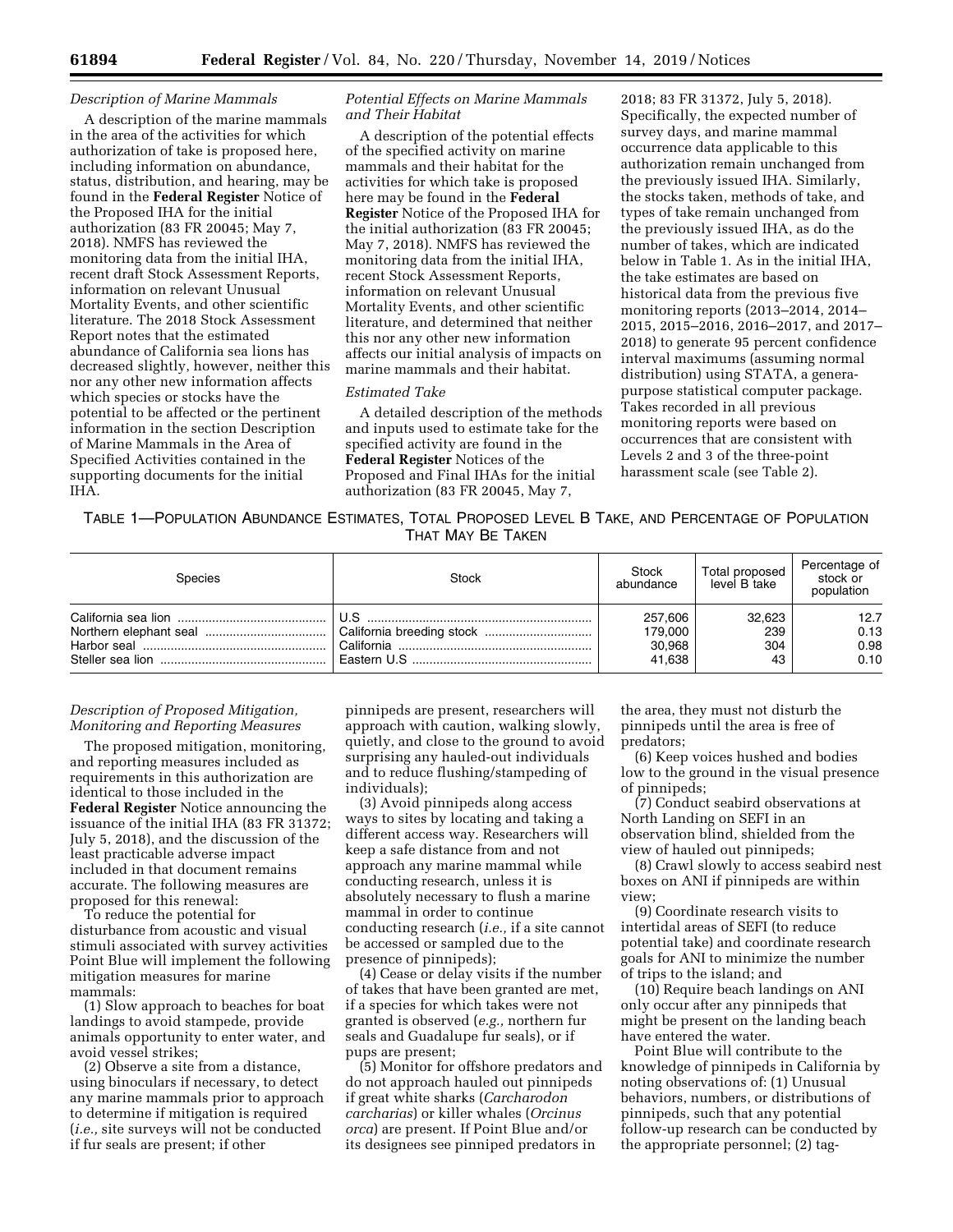*Description of Marine Mammals*

A description of the marine mammals in the area of the activities for which authorization of take is proposed here, including information on abundance, status, distribution, and hearing, may be found in the **Federal Register** Notice of the Proposed IHA for the initial authorization (83 FR 20045; May 7, 2018). NMFS has reviewed the monitoring data from the initial IHA, recent draft Stock Assessment Reports, information on relevant Unusual Mortality Events, and other scientific literature. The 2018 Stock Assessment Report notes that the estimated abundance of California sea lions has decreased slightly, however, neither this nor any other new information affects which species or stocks have the potential to be affected or the pertinent information in the section Description of Marine Mammals in the Area of Specified Activities contained in the supporting documents for the initial IHA.

*Potential Effects on Marine Mammals and Their Habitat*

A description of the potential effects of the specified activity on marine mammals and their habitat for the activities for which take is proposed here may be found in the **Federal Register** Notice of the Proposed IHA for the initial authorization (83 FR 20045; May 7, 2018). NMFS has reviewed the monitoring data from the initial IHA, recent Stock Assessment Reports, information on relevant Unusual Mortality Events, and other scientific literature, and determined that neither this nor any other new information affects our initial analysis of impacts on marine mammals and their habitat.

*Estimated Take*

A detailed description of the methods and inputs used to estimate take for the specified activity are found in the **Federal Register** Notices of the Proposed and Final IHAs for the initial authorization (83 FR 20045, May 7, 2018; 83 FR 31372, July 5, 2018). Specifically, the expected number of survey days, and marine mammal occurrence data applicable to this authorization remain unchanged from the previously issued IHA. Similarly, the stocks taken, methods of take, and types of take remain unchanged from the previously issued IHA, as do the number of takes, which are indicated below in Table 1. As in the initial IHA, the take estimates are based on historical data from the previous five monitoring reports (2013–2014, 2014–2015, 2015–2016, 2016–2017, and 2017–2018) to generate 95 percent confidence interval maximums (assuming normal distribution) using STATA, a genera-purpose statistical computer package. Takes recorded in all previous monitoring reports were based on occurrences that are consistent with Levels 2 and 3 of the three-point harassment scale (see Table 2).

TABLE 1—POPULATION ABUNDANCE ESTIMATES, TOTAL PROPOSED LEVEL B TAKE, AND PERCENTAGE OF POPULATION THAT MAY BE TAKEN

| Species | Stock | Stock abundance | Total proposed level B take | Percentage of stock or population |
|---|---|---|---|---|
| California sea lion | U.S | 257,606 | 32,623 | 12.7 |
| Northern elephant seal | California breeding stock | 179,000 | 239 | 0.13 |
| Harbor seal | California | 30,968 | 304 | 0.98 |
| Steller sea lion | Eastern U.S | 41,638 | 43 | 0.10 |

*Description of Proposed Mitigation, Monitoring and Reporting Measures*

The proposed mitigation, monitoring, and reporting measures included as requirements in this authorization are identical to those included in the **Federal Register** Notice announcing the issuance of the initial IHA (83 FR 31372; July 5, 2018), and the discussion of the least practicable adverse impact included in that document remains accurate. The following measures are proposed for this renewal:

To reduce the potential for disturbance from acoustic and visual stimuli associated with survey activities Point Blue will implement the following mitigation measures for marine mammals:

(1) Slow approach to beaches for boat landings to avoid stampede, provide animals opportunity to enter water, and avoid vessel strikes;

(2) Observe a site from a distance, using binoculars if necessary, to detect any marine mammals prior to approach to determine if mitigation is required (*i.e.,* site surveys will not be conducted if fur seals are present; if other pinnipeds are present, researchers will approach with caution, walking slowly, quietly, and close to the ground to avoid surprising any hauled-out individuals and to reduce flushing/stampeding of individuals);

(3) Avoid pinnipeds along access ways to sites by locating and taking a different access way. Researchers will keep a safe distance from and not approach any marine mammal while conducting research, unless it is absolutely necessary to flush a marine mammal in order to continue conducting research (*i.e.,* if a site cannot be accessed or sampled due to the presence of pinnipeds);

(4) Cease or delay visits if the number of takes that have been granted are met, if a species for which takes were not granted is observed (*e.g.,* northern fur seals and Guadalupe fur seals), or if pups are present;

(5) Monitor for offshore predators and do not approach hauled out pinnipeds if great white sharks (*Carcharodon carcharias*) or killer whales (*Orcinus orca*) are present. If Point Blue and/or its designees see pinniped predators in the area, they must not disturb the pinnipeds until the area is free of predators;

(6) Keep voices hushed and bodies low to the ground in the visual presence of pinnipeds;

(7) Conduct seabird observations at North Landing on SEFI in an observation blind, shielded from the view of hauled out pinnipeds;

(8) Crawl slowly to access seabird nest boxes on ANI if pinnipeds are within view;

(9) Coordinate research visits to intertidal areas of SEFI (to reduce potential take) and coordinate research goals for ANI to minimize the number of trips to the island; and

(10) Require beach landings on ANI only occur after any pinnipeds that might be present on the landing beach have entered the water.

Point Blue will contribute to the knowledge of pinnipeds in California by noting observations of: (1) Unusual behaviors, numbers, or distributions of pinnipeds, such that any potential follow-up research can be conducted by the appropriate personnel; (2) tag-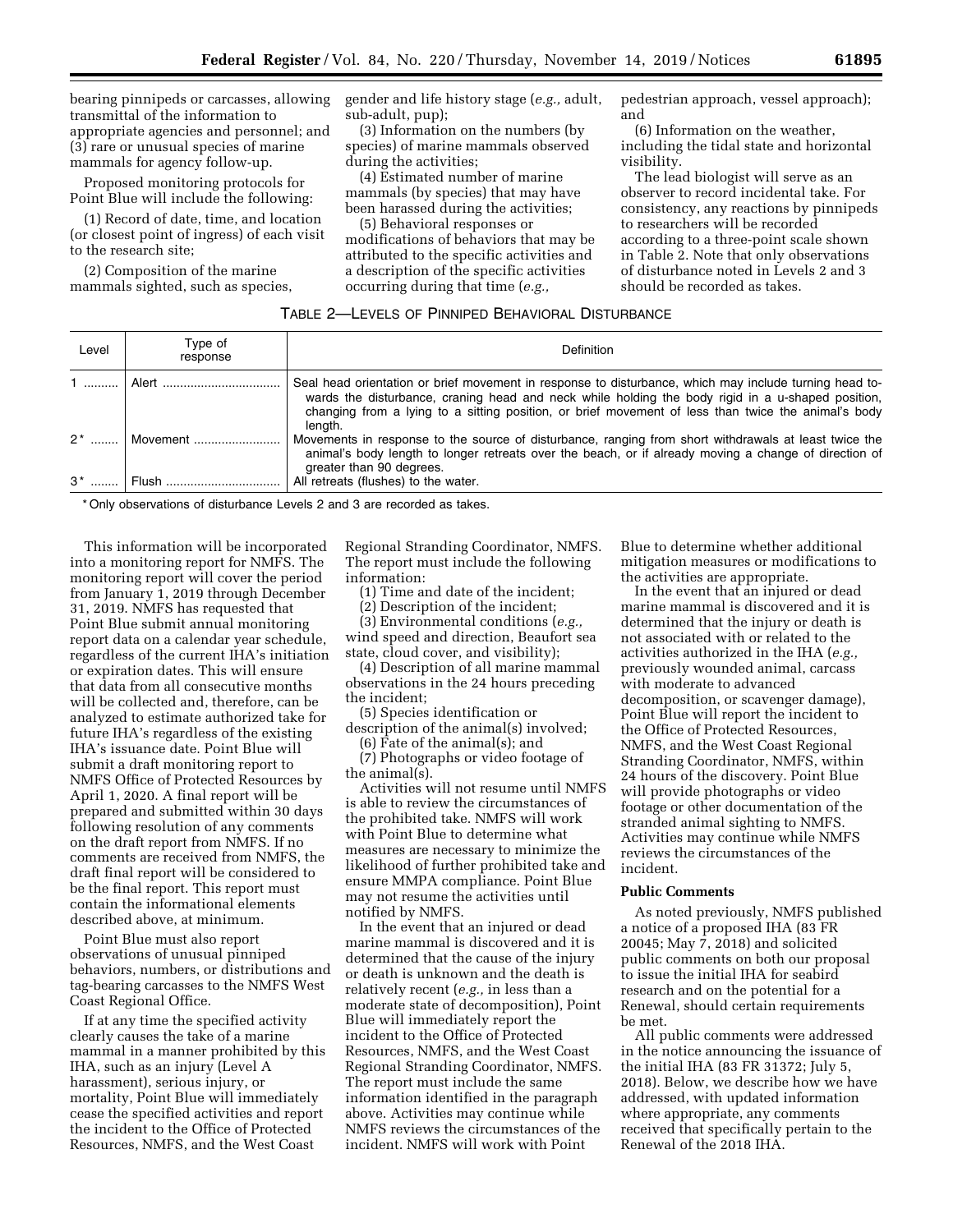bearing pinnipeds or carcasses, allowing transmittal of the information to appropriate agencies and personnel; and (3) rare or unusual species of marine mammals for agency follow-up.

Proposed monitoring protocols for Point Blue will include the following:

(1) Record of date, time, and location (or closest point of ingress) of each visit to the research site;

(2) Composition of the marine mammals sighted, such as species, gender and life history stage (*e.g.,* adult, sub-adult, pup);

(3) Information on the numbers (by species) of marine mammals observed during the activities;

(4) Estimated number of marine mammals (by species) that may have been harassed during the activities;

(5) Behavioral responses or modifications of behaviors that may be attributed to the specific activities and a description of the specific activities occurring during that time (*e.g.,* pedestrian approach, vessel approach); and

(6) Information on the weather, including the tidal state and horizontal visibility.

The lead biologist will serve as an observer to record incidental take. For consistency, any reactions by pinnipeds to researchers will be recorded according to a three-point scale shown in Table 2. Note that only observations of disturbance noted in Levels 2 and 3 should be recorded as takes.

TABLE 2—LEVELS OF PINNIPED BEHAVIORAL DISTURBANCE

| Level | Type of response | Definition |
|---|---|---|
| 1 | Alert | Seal head orientation or brief movement in response to disturbance, which may include turning head towards the disturbance, craning head and neck while holding the body rigid in a u-shaped position, changing from a lying to a sitting position, or brief movement of less than twice the animal's body length. |
| 2* | Movement | Movements in response to the source of disturbance, ranging from short withdrawals at least twice the animal's body length to longer retreats over the beach, or if already moving a change of direction of greater than 90 degrees. |
| 3* | Flush | All retreats (flushes) to the water. |

\* Only observations of disturbance Levels 2 and 3 are recorded as takes.

This information will be incorporated into a monitoring report for NMFS. The monitoring report will cover the period from January 1, 2019 through December 31, 2019. NMFS has requested that Point Blue submit annual monitoring report data on a calendar year schedule, regardless of the current IHA's initiation or expiration dates. This will ensure that data from all consecutive months will be collected and, therefore, can be analyzed to estimate authorized take for future IHA's regardless of the existing IHA's issuance date. Point Blue will submit a draft monitoring report to NMFS Office of Protected Resources by April 1, 2020. A final report will be prepared and submitted within 30 days following resolution of any comments on the draft report from NMFS. If no comments are received from NMFS, the draft final report will be considered to be the final report. This report must contain the informational elements described above, at minimum.

Point Blue must also report observations of unusual pinniped behaviors, numbers, or distributions and tag-bearing carcasses to the NMFS West Coast Regional Office.

If at any time the specified activity clearly causes the take of a marine mammal in a manner prohibited by this IHA, such as an injury (Level A harassment), serious injury, or mortality, Point Blue will immediately cease the specified activities and report the incident to the Office of Protected Resources, NMFS, and the West Coast Regional Stranding Coordinator, NMFS. The report must include the following information:

(1) Time and date of the incident;

(2) Description of the incident;

(3) Environmental conditions (*e.g.,* wind speed and direction, Beaufort sea state, cloud cover, and visibility);

(4) Description of all marine mammal observations in the 24 hours preceding the incident;

(5) Species identification or description of the animal(s) involved;

(6) Fate of the animal(s); and

(7) Photographs or video footage of the animal(s).

Activities will not resume until NMFS is able to review the circumstances of the prohibited take. NMFS will work with Point Blue to determine what measures are necessary to minimize the likelihood of further prohibited take and ensure MMPA compliance. Point Blue may not resume the activities until notified by NMFS.

In the event that an injured or dead marine mammal is discovered and it is determined that the cause of the injury or death is unknown and the death is relatively recent (*e.g.,* in less than a moderate state of decomposition), Point Blue will immediately report the incident to the Office of Protected Resources, NMFS, and the West Coast Regional Stranding Coordinator, NMFS. The report must include the same information identified in the paragraph above. Activities may continue while NMFS reviews the circumstances of the incident. NMFS will work with Point Blue to determine whether additional mitigation measures or modifications to the activities are appropriate.

In the event that an injured or dead marine mammal is discovered and it is determined that the injury or death is not associated with or related to the activities authorized in the IHA (*e.g.,* previously wounded animal, carcass with moderate to advanced decomposition, or scavenger damage), Point Blue will report the incident to the Office of Protected Resources, NMFS, and the West Coast Regional Stranding Coordinator, NMFS, within 24 hours of the discovery. Point Blue will provide photographs or video footage or other documentation of the stranded animal sighting to NMFS. Activities may continue while NMFS reviews the circumstances of the incident.

**Public Comments**

As noted previously, NMFS published a notice of a proposed IHA (83 FR 20045; May 7, 2018) and solicited public comments on both our proposal to issue the initial IHA for seabird research and on the potential for a Renewal, should certain requirements be met.

All public comments were addressed in the notice announcing the issuance of the initial IHA (83 FR 31372; July 5, 2018). Below, we describe how we have addressed, with updated information where appropriate, any comments received that specifically pertain to the Renewal of the 2018 IHA.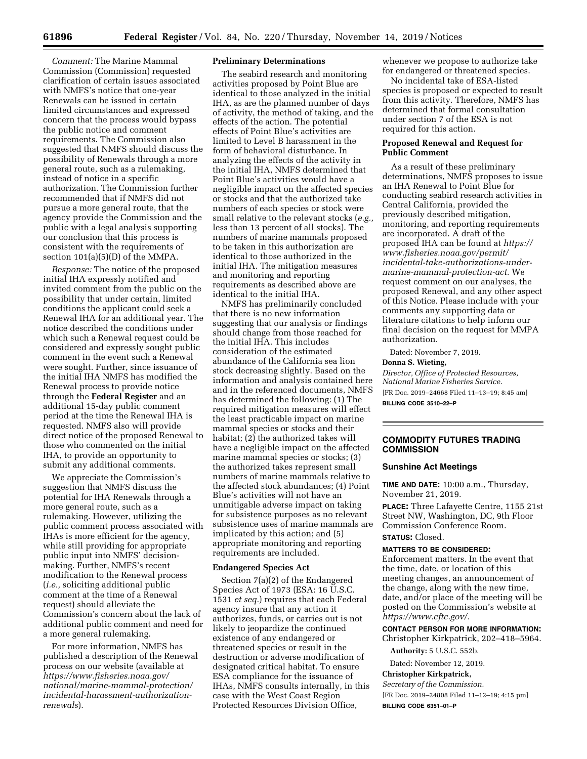*Comment:* The Marine Mammal Commission (Commission) requested clarification of certain issues associated with NMFS's notice that one-year Renewals can be issued in certain limited circumstances and expressed concern that the process would bypass the public notice and comment requirements. The Commission also suggested that NMFS should discuss the possibility of Renewals through a more general route, such as a rulemaking, instead of notice in a specific authorization. The Commission further recommended that if NMFS did not pursue a more general route, that the agency provide the Commission and the public with a legal analysis supporting our conclusion that this process is consistent with the requirements of section 101(a)(5)(D) of the MMPA.

*Response:* The notice of the proposed initial IHA expressly notified and invited comment from the public on the possibility that under certain, limited conditions the applicant could seek a Renewal IHA for an additional year. The notice described the conditions under which such a Renewal request could be considered and expressly sought public comment in the event such a Renewal were sought. Further, since issuance of the initial IHA NMFS has modified the Renewal process to provide notice through the **Federal Register** and an additional 15-day public comment period at the time the Renewal IHA is requested. NMFS also will provide direct notice of the proposed Renewal to those who commented on the initial IHA, to provide an opportunity to submit any additional comments.

We appreciate the Commission's suggestion that NMFS discuss the potential for IHA Renewals through a more general route, such as a rulemaking. However, utilizing the public comment process associated with IHAs is more efficient for the agency, while still providing for appropriate public input into NMFS' decision-making. Further, NMFS's recent modification to the Renewal process (*i.e.,* soliciting additional public comment at the time of a Renewal request) should alleviate the Commission's concern about the lack of additional public comment and need for a more general rulemaking.

For more information, NMFS has published a description of the Renewal process on our website (available at *https://www.fisheries.noaa.gov/national/marine-mammal-protection/incidental-harassment-authorization-renewals*).

## Preliminary Determinations

The seabird research and monitoring activities proposed by Point Blue are identical to those analyzed in the initial IHA, as are the planned number of days of activity, the method of taking, and the effects of the action. The potential effects of Point Blue's activities are limited to Level B harassment in the form of behavioral disturbance. In analyzing the effects of the activity in the initial IHA, NMFS determined that Point Blue's activities would have a negligible impact on the affected species or stocks and that the authorized take numbers of each species or stock were small relative to the relevant stocks (*e.g.,* less than 13 percent of all stocks). The numbers of marine mammals proposed to be taken in this authorization are identical to those authorized in the initial IHA. The mitigation measures and monitoring and reporting requirements as described above are identical to the initial IHA.

NMFS has preliminarily concluded that there is no new information suggesting that our analysis or findings should change from those reached for the initial IHA. This includes consideration of the estimated abundance of the California sea lion stock decreasing slightly. Based on the information and analysis contained here and in the referenced documents, NMFS has determined the following: (1) The required mitigation measures will effect the least practicable impact on marine mammal species or stocks and their habitat; (2) the authorized takes will have a negligible impact on the affected marine mammal species or stocks; (3) the authorized takes represent small numbers of marine mammals relative to the affected stock abundances; (4) Point Blue's activities will not have an unmitigable adverse impact on taking for subsistence purposes as no relevant subsistence uses of marine mammals are implicated by this action; and (5) appropriate monitoring and reporting requirements are included.

## Endangered Species Act

Section 7(a)(2) of the Endangered Species Act of 1973 (ESA: 16 U.S.C. 1531 *et seq.*) requires that each Federal agency insure that any action it authorizes, funds, or carries out is not likely to jeopardize the continued existence of any endangered or threatened species or result in the destruction or adverse modification of designated critical habitat. To ensure ESA compliance for the issuance of IHAs, NMFS consults internally, in this case with the West Coast Region Protected Resources Division Office, whenever we propose to authorize take for endangered or threatened species.

No incidental take of ESA-listed species is proposed or expected to result from this activity. Therefore, NMFS has determined that formal consultation under section 7 of the ESA is not required for this action.

## Proposed Renewal and Request for Public Comment

As a result of these preliminary determinations, NMFS proposes to issue an IHA Renewal to Point Blue for conducting seabird research activities in Central California, provided the previously described mitigation, monitoring, and reporting requirements are incorporated. A draft of the proposed IHA can be found at *https://www.fisheries.noaa.gov/permit/incidental-take-authorizations-under-marine-mammal-protection-act.* We request comment on our analyses, the proposed Renewal, and any other aspect of this Notice. Please include with your comments any supporting data or literature citations to help inform our final decision on the request for MMPA authorization.

Dated: November 7, 2019.

**Donna S. Wieting,**

*Director, Office of Protected Resources, National Marine Fisheries Service.*

[FR Doc. 2019–24668 Filed 11–13–19; 8:45 am]

**BILLING CODE 3510–22–P**

# COMMODITY FUTURES TRADING COMMISSION

## Sunshine Act Meetings

**TIME AND DATE:** 10:00 a.m., Thursday, November 21, 2019.

**PLACE:** Three Lafayette Centre, 1155 21st Street NW, Washington, DC, 9th Floor Commission Conference Room.

**STATUS:** Closed.

**MATTERS TO BE CONSIDERED:**

Enforcement matters. In the event that the time, date, or location of this meeting changes, an announcement of the change, along with the new time, date, and/or place of the meeting will be posted on the Commission's website at *https://www.cftc.gov/.*

**CONTACT PERSON FOR MORE INFORMATION:** Christopher Kirkpatrick, 202–418–5964.

**Authority:** 5 U.S.C. 552b.

Dated: November 12, 2019.

**Christopher Kirkpatrick,**

*Secretary of the Commission.*

[FR Doc. 2019–24808 Filed 11–12–19; 4:15 pm]

**BILLING CODE 6351–01–P**